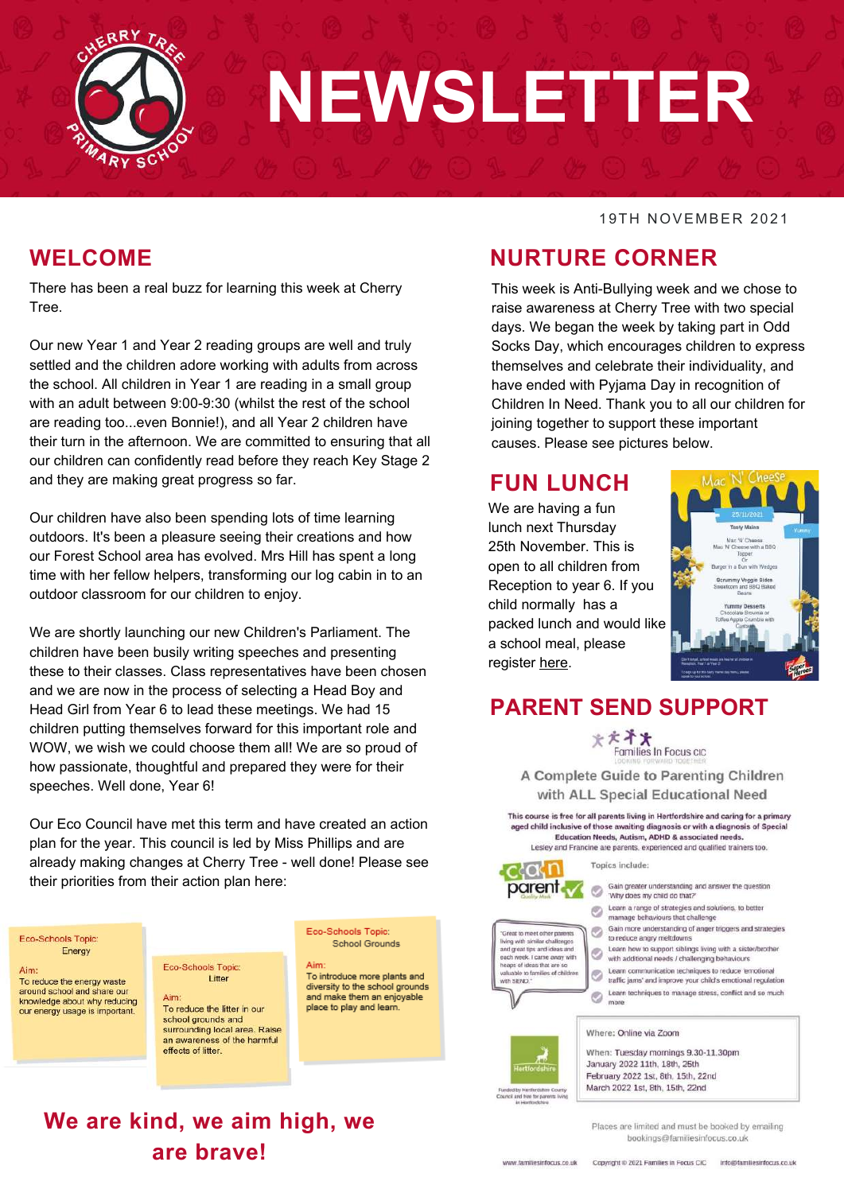# NEWSLETTER

Cherry Tree Primary School

19TH NOVEMBER 2021

## WELCOME

There has been a real buzz for learning this week at Cherry Tree.

Our new Year 1 and Year 2 reading groups are well and truly settled and the children adore working with adults from across the school. All children in Year 1 are reading in a small group with an adult between 9:00-9:30 (whilst the rest of the school are reading too...even Bonnie!), and all Year 2 children have their turn in the afternoon. We are committed to ensuring that all our children can confidently read before they reach Key Stage 2 and they are making great progress so far.

Our children have also been spending lots of time learning outdoors. It's been a pleasure seeing their creations and how our Forest School area has evolved. Mrs Hill has spent a long time with her fellow helpers, transforming our log cabin in to an outdoor classroom for our children to enjoy.

We are shortly launching our new Children's Parliament. The children have been busily writing speeches and presenting these to their classes. Class representatives have been chosen and we are now in the process of selecting a Head Boy and Head Girl from Year 6 to lead these meetings. We had 15 children putting themselves forward for this important role and WOW, we wish we could choose them all! We are so proud of how passionate, thoughtful and prepared they were for their speeches. Well done, Year 6!

Our Eco Council have met this term and have created an action plan for the year. This council is led by Miss Phillips and are already making changes at Cherry Tree - well done! Please see their priorities from their action plan here:

**Eco-Schools Topic:** Energy

Aim:
To reduce the energy waste around school and share our knowledge about why reducing our energy usage is important.

**Eco-Schools Topic:** Litter

Aim:
To reduce the litter in our school grounds and surrounding local area. Raise an awareness of the harmful effects of litter.

**Eco-Schools Topic:** School Grounds

Aim:
To introduce more plants and more diversity to the school grounds and make them an enjoyable place to play and learn.

**We are kind, we aim high, we are brave!**

## NURTURE CORNER

This week is Anti-Bullying week and we chose to raise awareness at Cherry Tree with two special days. We began the week by taking part in Odd Socks Day, which encourages children to express themselves and celebrate their individuality, and have ended with Pyjama Day in recognition of Children In Need. Thank you to all our children for joining together to support these important causes. Please see pictures below.

## FUN LUNCH

We are having a fun lunch next Thursday 25th November. This is open to all children from Reception to year 6. If you child normally has a packed lunch and would like a school meal, please register here.

**Mac 'N' Cheese** – 25/11/2021

Tasty Mains: Mac 'N' Cheese; Mac 'N' Cheese with a BBQ Topper; Or; Burger in a Bun with Wedges

Scrummy Veggie Sides: Sweetcorn and BBQ Baked Beans

Yummy Desserts: Chocolate Brownie or Toffee Apple Crumble with Custard

## PARENT SEND SUPPORT

Families In Focus CIC – Looking forward together

### A Complete Guide to Parenting Children with ALL Special Educational Need

This course is free for all parents living in Hertfordshire and caring for a primary aged child inclusive of those awaiting diagnosis or with a diagnosis of Special Education Needs, Autism, ADHD & associated needs.

Lesley and Francine are parents, experienced and qualified trainers too.

Topics include:

- Gain greater understanding and answer the question 'Why does my child do that?'
- Learn a range of strategies and solutions, to better manage behaviours that challenge
- Gain more understanding of anger triggers and strategies to reduce angry meltdowns
- Learn how to support siblings living with a sister/brother with additional needs / challenging behaviours
- Learn communication techniques to reduce 'emotional traffic jams' and improve your child's emotional regulation
- Learn techniques to manage stress, conflict and so much more

"Great to meet other parents living with similar challenges and great tips and ideas and each week. I came away with heaps of ideas that are so valuable to families of children with SEND."

Where: Online via Zoom

When: Tuesday mornings 9.30-11.30pm
January 2022 11th, 18th, 25th
February 2022 1st, 8th, 15th, 22nd
March 2022 1st, 8th, 15th, 22nd

Funded by Hertfordshire County Council and free for parents living in Hertfordshire

Places are limited and must be booked by emailing bookings@familiesinfocus.co.uk

www.familiesinfocus.co.uk | Copyright © 2021 Families in Focus CIC | info@familiesinfocus.co.uk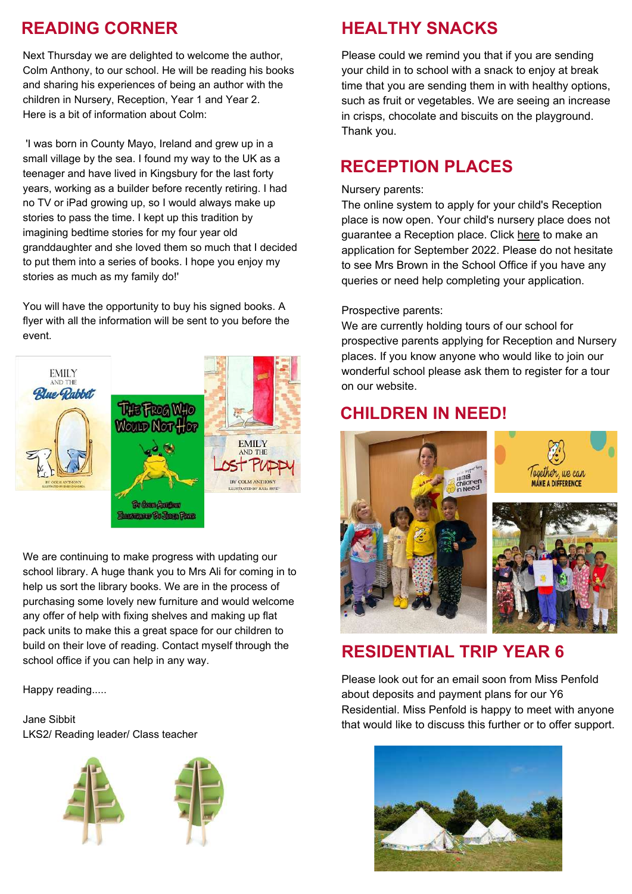## READING CORNER

Next Thursday we are delighted to welcome the author, Colm Anthony, to our school. He will be reading his books and sharing his experiences of being an author with the children in Nursery, Reception, Year 1 and Year 2.
Here is a bit of information about Colm:

'I was born in County Mayo, Ireland and grew up in a small village by the sea. I found my way to the UK as a teenager and have lived in Kingsbury for the last forty years, working as a builder before recently retiring. I had no TV or iPad growing up, so I would always make up stories to pass the time. I kept up this tradition by imagining bedtime stories for my four year old granddaughter and she loved them so much that I decided to put them into a series of books. I hope you enjoy my stories as much as my family do!'

You will have the opportunity to buy his signed books. A flyer with all the information will be sent to you before the event.

We are continuing to make progress with updating our school library. A huge thank you to Mrs Ali for coming in to help us sort the library books. We are in the process of purchasing some lovely new furniture and would welcome any offer of help with fixing shelves and making up flat pack units to make this a great space for our children to build on their love of reading. Contact myself through the school office if you can help in any way.

Happy reading.....

Jane Sibbit
LKS2/ Reading leader/ Class teacher

## HEALTHY SNACKS

Please could we remind you that if you are sending your child in to school with a snack to enjoy at break time that you are sending them in with healthy options, such as fruit or vegetables. We are seeing an increase in crisps, chocolate and biscuits on the playground. Thank you.

## RECEPTION PLACES

Nursery parents:
The online system to apply for your child's Reception place is now open. Your child's nursery place does not guarantee a Reception place. Click here to make an application for September 2022. Please do not hesitate to see Mrs Brown in the School Office if you have any queries or need help completing your application.

Prospective parents:
We are currently holding tours of our school for prospective parents applying for Reception and Nursery places. If you know anyone who would like to join our wonderful school please ask them to register for a tour on our website.

## CHILDREN IN NEED!

## RESIDENTIAL TRIP YEAR 6

Please look out for an email soon from Miss Penfold about deposits and payment plans for our Y6 Residential. Miss Penfold is happy to meet with anyone that would like to discuss this further or to offer support.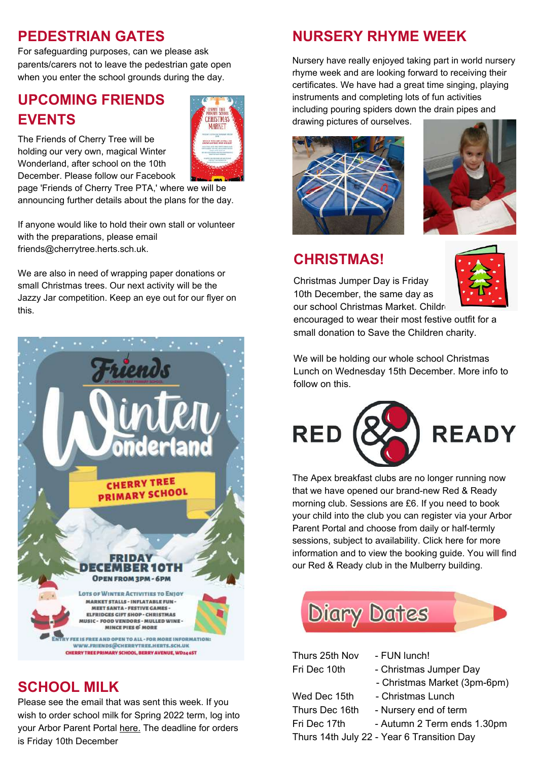## PEDESTRIAN GATES

For safeguarding purposes, can we please ask parents/carers not to leave the pedestrian gate open when you enter the school grounds during the day.

## UPCOMING FRIENDS EVENTS

The Friends of Cherry Tree will be holding our very own, magical Winter Wonderland, after school on the 10th December. Please follow our Facebook page 'Friends of Cherry Tree PTA,' where we will be announcing further details about the plans for the day.

If anyone would like to hold their own stall or volunteer with the preparations, please email friends@cherrytree.herts.sch.uk.

We are also in need of wrapping paper donations or small Christmas trees. Our next activity will be the Jazzy Jar competition. Keep an eye out for our flyer on this.

## SCHOOL MILK

Please see the email that was sent this week. If you wish to order school milk for Spring 2022 term, log into your Arbor Parent Portal here. The deadline for orders is Friday 10th December

## NURSERY RHYME WEEK

Nursery have really enjoyed taking part in world nursery rhyme week and are looking forward to receiving their certificates. We have had a great time singing, playing instruments and completing lots of fun activities including pouring spiders down the drain pipes and drawing pictures of ourselves.

## CHRISTMAS!

Christmas Jumper Day is Friday 10th December, the same day as our school Christmas Market. Children are encouraged to wear their most festive outfit for a small donation to Save the Children charity.

We will be holding our whole school Christmas Lunch on Wednesday 15th December. More info to follow on this.

## RED & READY

The Apex breakfast clubs are no longer running now that we have opened our brand-new Red & Ready morning club. Sessions are £6. If you need to book your child into the club you can register via your Arbor Parent Portal and choose from daily or half-termly sessions, subject to availability. Click here for more information and to view the booking guide. You will find our Red & Ready club in the Mulberry building.

## Diary Dates

| | |
|---|---|
| Thurs 25th Nov | - FUN lunch! |
| Fri Dec 10th | - Christmas Jumper Day |
| | - Christmas Market (3pm-6pm) |
| Wed Dec 15th | - Christmas Lunch |
| Thurs Dec 16th | - Nursery end of term |
| Fri Dec 17th | - Autumn 2 Term ends 1.30pm |
| Thurs 14th July 22 | - Year 6 Transition Day |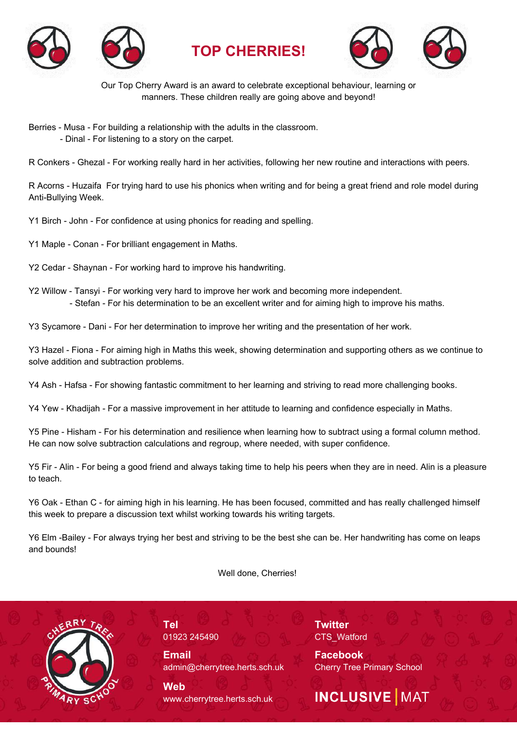# TOP CHERRIES!

Our Top Cherry Award is an award to celebrate exceptional behaviour, learning or manners. These children really are going above and beyond!

Berries - Musa - For building a relationship with the adults in the classroom.
- Dinal - For listening to a story on the carpet.

R Conkers - Ghezal - For working really hard in her activities, following her new routine and interactions with peers.

R Acorns - Huzaifa For trying hard to use his phonics when writing and for being a great friend and role model during Anti-Bullying Week.

Y1 Birch - John - For confidence at using phonics for reading and spelling.

Y1 Maple - Conan - For brilliant engagement in Maths.

Y2 Cedar - Shaynan - For working hard to improve his handwriting.

Y2 Willow - Tansyi - For working very hard to improve her work and becoming more independent.
- Stefan - For his determination to be an excellent writer and for aiming high to improve his maths.

Y3 Sycamore - Dani - For her determination to improve her writing and the presentation of her work.

Y3 Hazel - Fiona - For aiming high in Maths this week, showing determination and supporting others as we continue to solve addition and subtraction problems.

Y4 Ash - Hafsa - For showing fantastic commitment to her learning and striving to read more challenging books.

Y4 Yew - Khadijah - For a massive improvement in her attitude to learning and confidence especially in Maths.

Y5 Pine - Hisham - For his determination and resilience when learning how to subtract using a formal column method. He can now solve subtraction calculations and regroup, where needed, with super confidence.

Y5 Fir - Alin - For being a good friend and always taking time to help his peers when they are in need. Alin is a pleasure to teach.

Y6 Oak - Ethan C - for aiming high in his learning. He has been focused, committed and has really challenged himself this week to prepare a discussion text whilst working towards his writing targets.

Y6 Elm -Bailey - For always trying her best and striving to be the best she can be. Her handwriting has come on leaps and bounds!

Well done, Cherries!

Cherry Tree Primary School

**Tel**
01923 245490

**Email**
admin@cherrytree.herts.sch.uk

**Web**
www.cherrytree.herts.sch.uk

**Twitter**
CTS_Watford

**Facebook**
Cherry Tree Primary School

**INCLUSIVE** | MAT